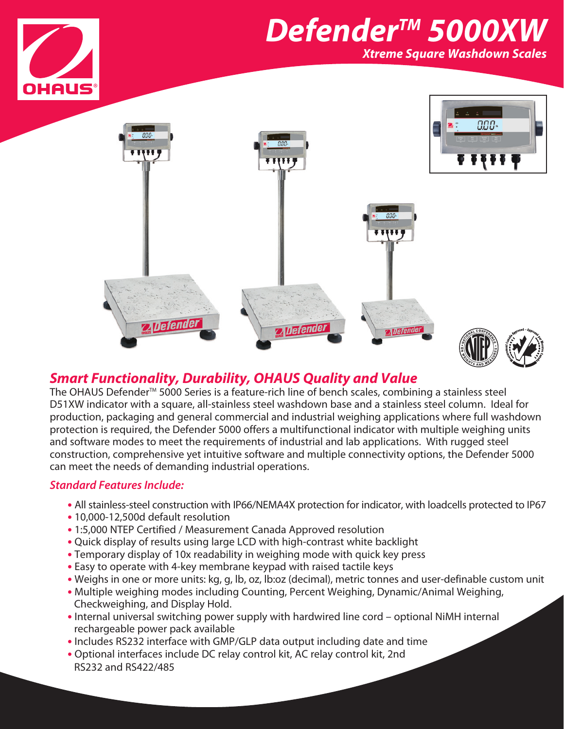# Defender™ 5000XW

## *Xtreme Square Washdown Scales*

## *Smart Functionality, Durability, OHAUS Quality and Value*

The OHAUS Defender™ 5000 Series is a feature-rich line of bench scales, combining a stainless steel D51XW indicator with a square, all-stainless steel washdown base and a stainless steel column. Ideal for production, packaging and general commercial and industrial weighing applications where full washdown protection is required, the Defender 5000 offers a multifunctional indicator with multiple weighing units and software modes to meet the requirements of industrial and lab applications. With rugged steel construction, comprehensive yet intuitive software and multiple connectivity options, the Defender 5000 can meet the needs of demanding industrial operations.

### *Standard Features Include:*

- All stainless-steel construction with IP66/NEMA4X protection for indicator, with loadcells protected to IP67
- 10,000-12,500d default resolution
- 1:5,000 NTEP Certified / Measurement Canada Approved resolution
- Quick display of results using large LCD with high-contrast white backlight
- Temporary display of 10x readability in weighing mode with quick key press
- Easy to operate with 4-key membrane keypad with raised tactile keys
- Weighs in one or more units: kg, g, lb, oz, lb:oz (decimal), metric tonnes and user-definable custom unit
- Multiple weighing modes including Counting, Percent Weighing, Dynamic/Animal Weighing, Checkweighing, and Display Hold.
- Internal universal switching power supply with hardwired line cord – optional NiMH internal rechargeable power pack available
- Includes RS232 interface with GMP/GLP data output including date and time
- Optional interfaces include DC relay control kit, AC relay control kit, 2nd RS232 and RS422/485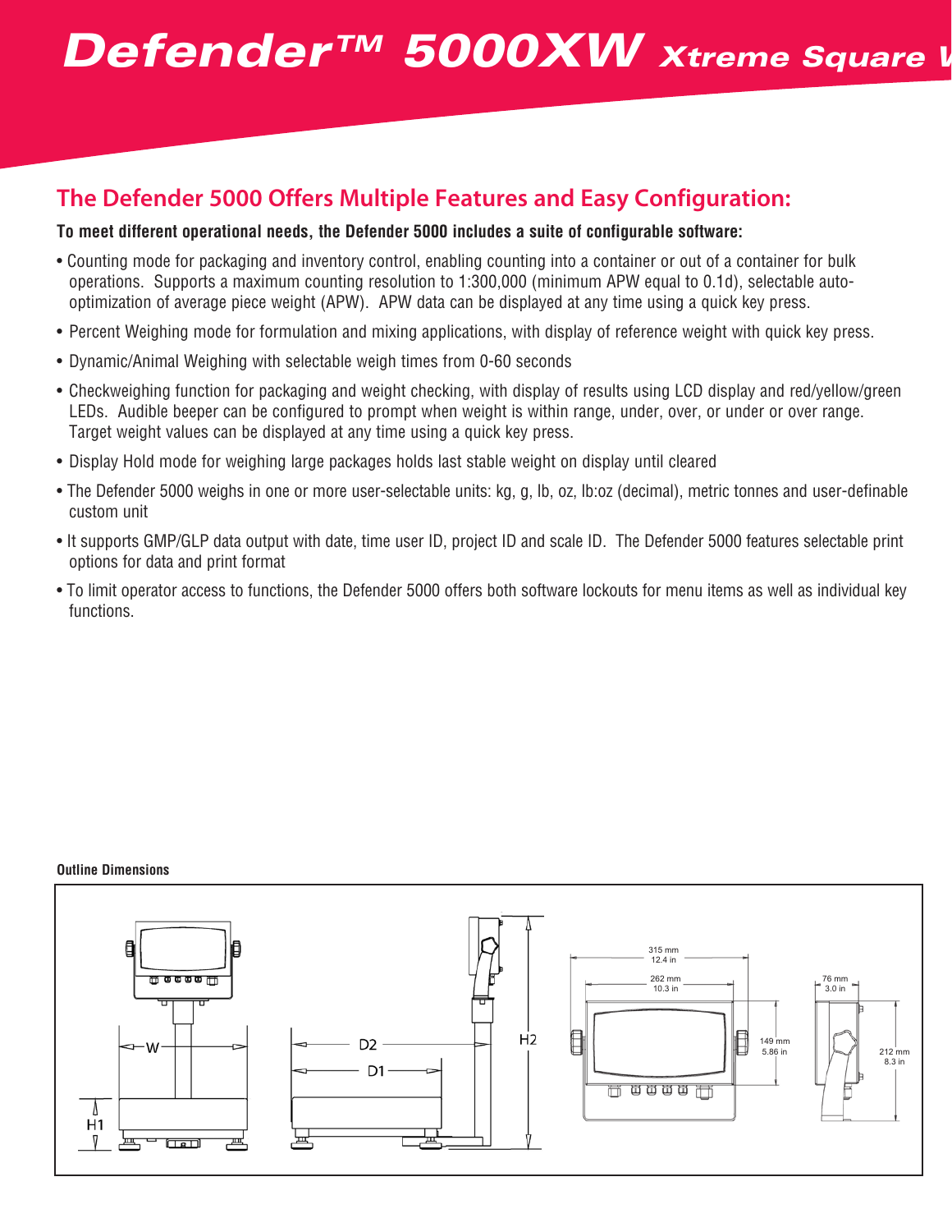# Defender™ 5000XW Xtreme Square W

## The Defender 5000 Offers Multiple Features and Easy Configuration:

**To meet different operational needs, the Defender 5000 includes a suite of configurable software:**

- Counting mode for packaging and inventory control, enabling counting into a container or out of a container for bulk operations. Supports a maximum counting resolution to 1:300,000 (minimum APW equal to 0.1d), selectable auto-optimization of average piece weight (APW). APW data can be displayed at any time using a quick key press.
- Percent Weighing mode for formulation and mixing applications, with display of reference weight with quick key press.
- Dynamic/Animal Weighing with selectable weigh times from 0-60 seconds
- Checkweighing function for packaging and weight checking, with display of results using LCD display and red/yellow/green LEDs. Audible beeper can be configured to prompt when weight is within range, under, over, or under or over range. Target weight values can be displayed at any time using a quick key press.
- Display Hold mode for weighing large packages holds last stable weight on display until cleared
- The Defender 5000 weighs in one or more user-selectable units: kg, g, lb, oz, lb:oz (decimal), metric tonnes and user-definable custom unit
- It supports GMP/GLP data output with date, time user ID, project ID and scale ID. The Defender 5000 features selectable print options for data and print format
- To limit operator access to functions, the Defender 5000 offers both software lockouts for menu items as well as individual key functions.

**Outline Dimensions**

W, H1, D2, D1, H2

315 mm
12.4 in

262 mm
10.3 in

149 mm
5.86 in

76 mm
3.0 in

212 mm
8.3 in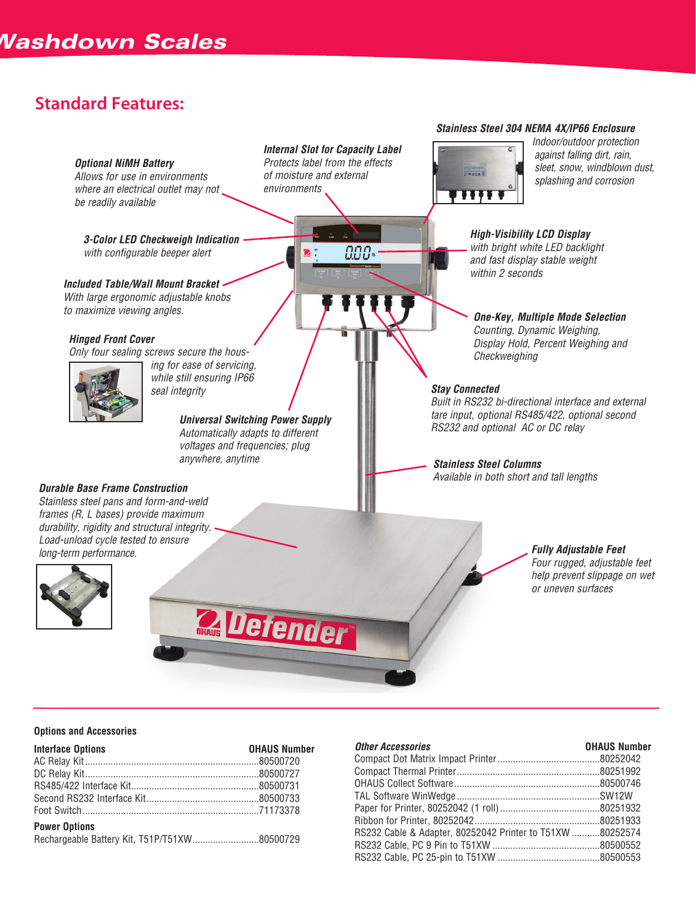# Washdown Scales

## Standard Features:

***Optional NiMH Battery***
*Allows for use in environments where an electrical outlet may not be readily available*

***Internal Slot for Capacity Label***
*Protects label from the effects of moisture and external environments*

***Stainless Steel 304 NEMA 4X/IP66 Enclosure***
*Indoor/outdoor protection against falling dirt, rain, sleet, snow, windblown dust, splashing and corrosion*

***3-Color LED Checkweigh Indication***
*with configurable beeper alert*

***High-Visibility LCD Display***
*with bright white LED backlight and fast display stable weight within 2 seconds*

***Included Table/Wall Mount Bracket***
*With large ergonomic adjustable knobs to maximize viewing angles.*

***One-Key, Multiple Mode Selection***
*Counting, Dynamic Weighing, Display Hold, Percent Weighing and Checkweighing*

***Hinged Front Cover***
*Only four sealing screws secure the housing for ease of servicing, while still ensuring IP66 seal integrity*

***Stay Connected***
*Built in RS232 bi-directional interface and external tare input, optional RS485/422, optional second RS232 and optional AC or DC relay*

***Universal Switching Power Supply***
*Automatically adapts to different voltages and frequencies; plug anywhere, anytime*

***Stainless Steel Columns***
*Available in both short and tall lengths*

***Durable Base Frame Construction***
*Stainless steel pans and form-and-weld frames (R, L bases) provide maximum durability, rigidity and structural integrity. Load-unload cycle tested to ensure long-term performance.*

***Fully Adjustable Feet***
*Four rugged, adjustable feet help prevent slippage on wet or uneven surfaces*

### Options and Accessories

| Interface Options | OHAUS Number |
|---|---|
| AC Relay Kit | 80500720 |
| DC Relay Kit | 80500727 |
| RS485/422 Interface Kit | 80500731 |
| Second RS232 Interface Kit | 80500733 |
| Foot Switch | 71173378 |
| **Power Options** | |
| Rechargeable Battery Kit, T51P/T51XW | 80500729 |

| *Other Accessories* | OHAUS Number |
|---|---|
| Compact Dot Matrix Impact Printer | 80252042 |
| Compact Thermal Printer | 80251992 |
| OHAUS Collect Software | 80500746 |
| TAL Software WinWedge | SW12W |
| Paper for Printer, 80252042 (1 roll) | 80251932 |
| Ribbon for Printer, 80252042 | 80251933 |
| RS232 Cable & Adapter, 80252042 Printer to T51XW | 80252574 |
| RS232 Cable, PC 9 Pin to T51XW | 80500552 |
| RS232 Cable, PC 25-pin to T51XW | 80500553 |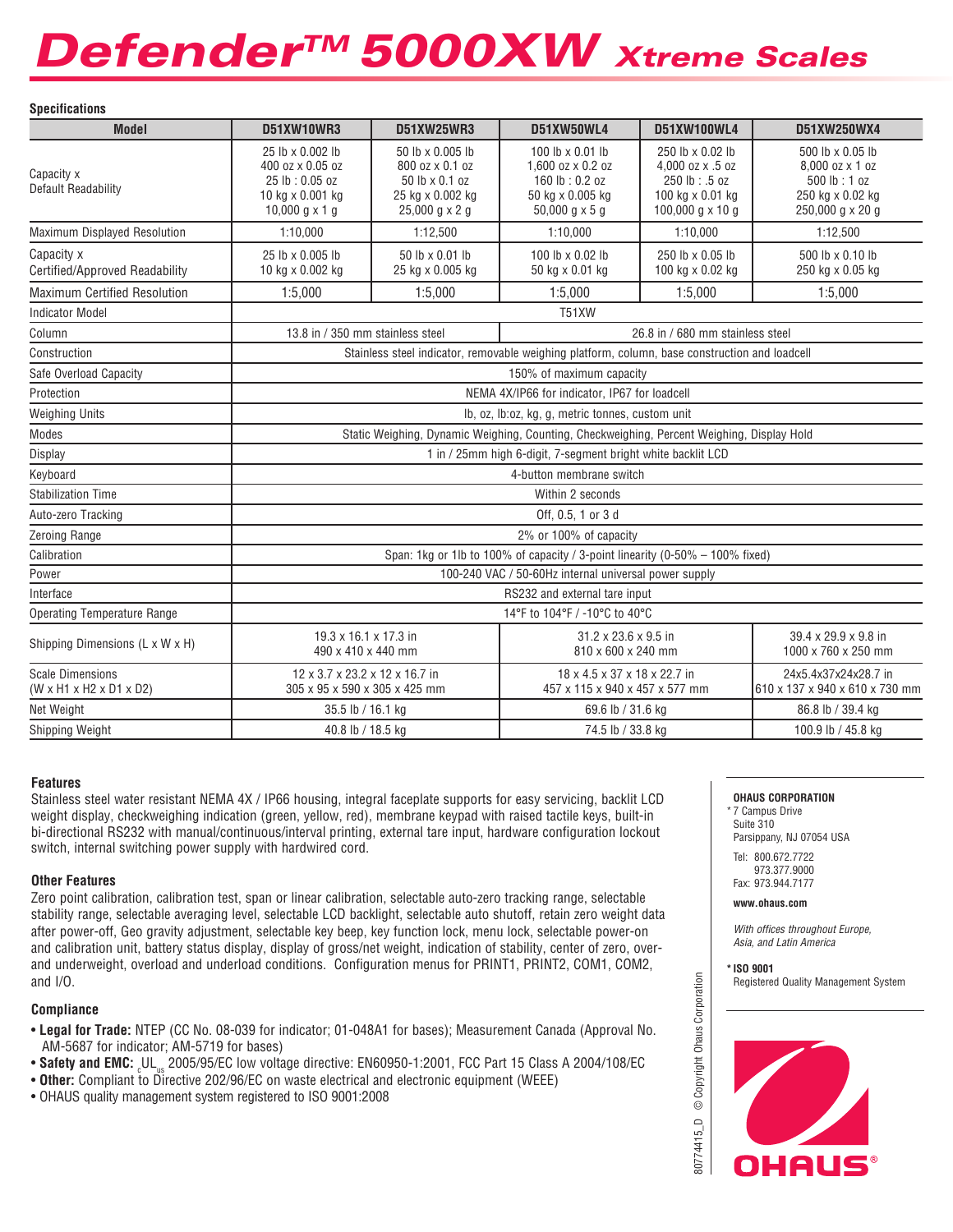# Defender™ 5000XW Xtreme Scales

**Specifications**

| Model | D51XW10WR3 | D51XW25WR3 | D51XW50WL4 | D51XW100WL4 | D51XW250WX4 |
|---|---|---|---|---|---|
| Capacity x Default Readability | 25 lb x 0.002 lb<br>400 oz x 0.05 oz<br>25 lb : 0.05 oz<br>10 kg x 0.001 kg<br>10,000 g x 1 g | 50 lb x 0.005 lb<br>800 oz x 0.1 oz<br>50 lb x 0.1 oz<br>25 kg x 0.002 kg<br>25,000 g x 2 g | 100 lb x 0.01 lb<br>1,600 oz x 0.2 oz<br>160 lb : 0.2 oz<br>50 kg x 0.005 kg<br>50,000 g x 5 g | 250 lb x 0.02 lb<br>4,000 oz x .5 oz<br>250 lb : .5 oz<br>100 kg x 0.01 kg<br>100,000 g x 10 g | 500 lb x 0.05 lb<br>8,000 oz x 1 oz<br>500 lb : 1 oz<br>250 kg x 0.02 kg<br>250,000 g x 20 g |
| Maximum Displayed Resolution | 1:10,000 | 1:12,500 | 1:10,000 | 1:10,000 | 1:12,500 |
| Capacity x Certified/Approved Readability | 25 lb x 0.005 lb<br>10 kg x 0.002 kg | 50 lb x 0.01 lb<br>25 kg x 0.005 kg | 100 lb x 0.02 lb<br>50 kg x 0.01 kg | 250 lb x 0.05 lb<br>100 kg x 0.02 kg | 500 lb x 0.10 lb<br>250 kg x 0.05 kg |
| Maximum Certified Resolution | 1:5,000 | 1:5,000 | 1:5,000 | 1:5,000 | 1:5,000 |
| Indicator Model | T51XW | | | | |
| Column | 13.8 in / 350 mm stainless steel | | 26.8 in / 680 mm stainless steel | | |
| Construction | Stainless steel indicator, removable weighing platform, column, base construction and loadcell | | | | |
| Safe Overload Capacity | 150% of maximum capacity | | | | |
| Protection | NEMA 4X/IP66 for indicator, IP67 for loadcell | | | | |
| Weighing Units | lb, oz, lb:oz, kg, g, metric tonnes, custom unit | | | | |
| Modes | Static Weighing, Dynamic Weighing, Counting, Checkweighing, Percent Weighing, Display Hold | | | | |
| Display | 1 in / 25mm high 6-digit, 7-segment bright white backlit LCD | | | | |
| Keyboard | 4-button membrane switch | | | | |
| Stabilization Time | Within 2 seconds | | | | |
| Auto-zero Tracking | Off, 0.5, 1 or 3 d | | | | |
| Zeroing Range | 2% or 100% of capacity | | | | |
| Calibration | Span: 1kg or 1lb to 100% of capacity / 3-point linearity (0-50% – 100% fixed) | | | | |
| Power | 100-240 VAC / 50-60Hz internal universal power supply | | | | |
| Interface | RS232 and external tare input | | | | |
| Operating Temperature Range | 14°F to 104°F / -10°C to 40°C | | | | |
| Shipping Dimensions (L x W x H) | 19.3 x 16.1 x 17.3 in<br>490 x 410 x 440 mm | | 31.2 x 23.6 x 9.5 in<br>810 x 600 x 240 mm | | 39.4 x 29.9 x 9.8 in<br>1000 x 760 x 250 mm |
| Scale Dimensions (W x H1 x H2 x D1 x D2) | 12 x 3.7 x 23.2 x 12 x 16.7 in<br>305 x 95 x 590 x 305 x 425 mm | | 18 x 4.5 x 37 x 18 x 22.7 in<br>457 x 115 x 940 x 457 x 577 mm | | 24x5.4x37x24x28.7 in<br>610 x 137 x 940 x 610 x 730 mm |
| Net Weight | 35.5 lb / 16.1 kg | | 69.6 lb / 31.6 kg | | 86.8 lb / 39.4 kg |
| Shipping Weight | 40.8 lb / 18.5 kg | | 74.5 lb / 33.8 kg | | 100.9 lb / 45.8 kg |

### Features

Stainless steel water resistant NEMA 4X / IP66 housing, integral faceplate supports for easy servicing, backlit LCD weight display, checkweighing indication (green, yellow, red), membrane keypad with raised tactile keys, built-in bi-directional RS232 with manual/continuous/interval printing, external tare input, hardware configuration lockout switch, internal switching power supply with hardwired cord.

### Other Features

Zero point calibration, calibration test, span or linear calibration, selectable auto-zero tracking range, selectable stability range, selectable averaging level, selectable LCD backlight, selectable auto shutoff, retain zero weight data after power-off, Geo gravity adjustment, selectable key beep, key function lock, menu lock, selectable power-on and calibration unit, battery status display, display of gross/net weight, indication of stability, center of zero, over- and underweight, overload and underload conditions. Configuration menus for PRINT1, PRINT2, COM1, COM2, and I/O.

### Compliance

- **Legal for Trade:** NTEP (CC No. 08-039 for indicator; 01-048A1 for bases); Measurement Canada (Approval No. AM-5687 for indicator; AM-5719 for bases)
- **Safety and EMC:** cULus 2005/95/EC low voltage directive: EN60950-1:2001, FCC Part 15 Class A 2004/108/EC
- **Other:** Compliant to Directive 202/96/EC on waste electrical and electronic equipment (WEEE)
- OHAUS quality management system registered to ISO 9001:2008

**OHAUS CORPORATION**
* 7 Campus Drive
Suite 310
Parsippany, NJ 07054 USA

Tel: 800.672.7722
973.377.9000
Fax: 973.944.7177

**www.ohaus.com**

*With offices throughout Europe, Asia, and Latin America*

**\* ISO 9001**
Registered Quality Management System

80774415_D © Copyright Ohaus Corporation

OHAUS®